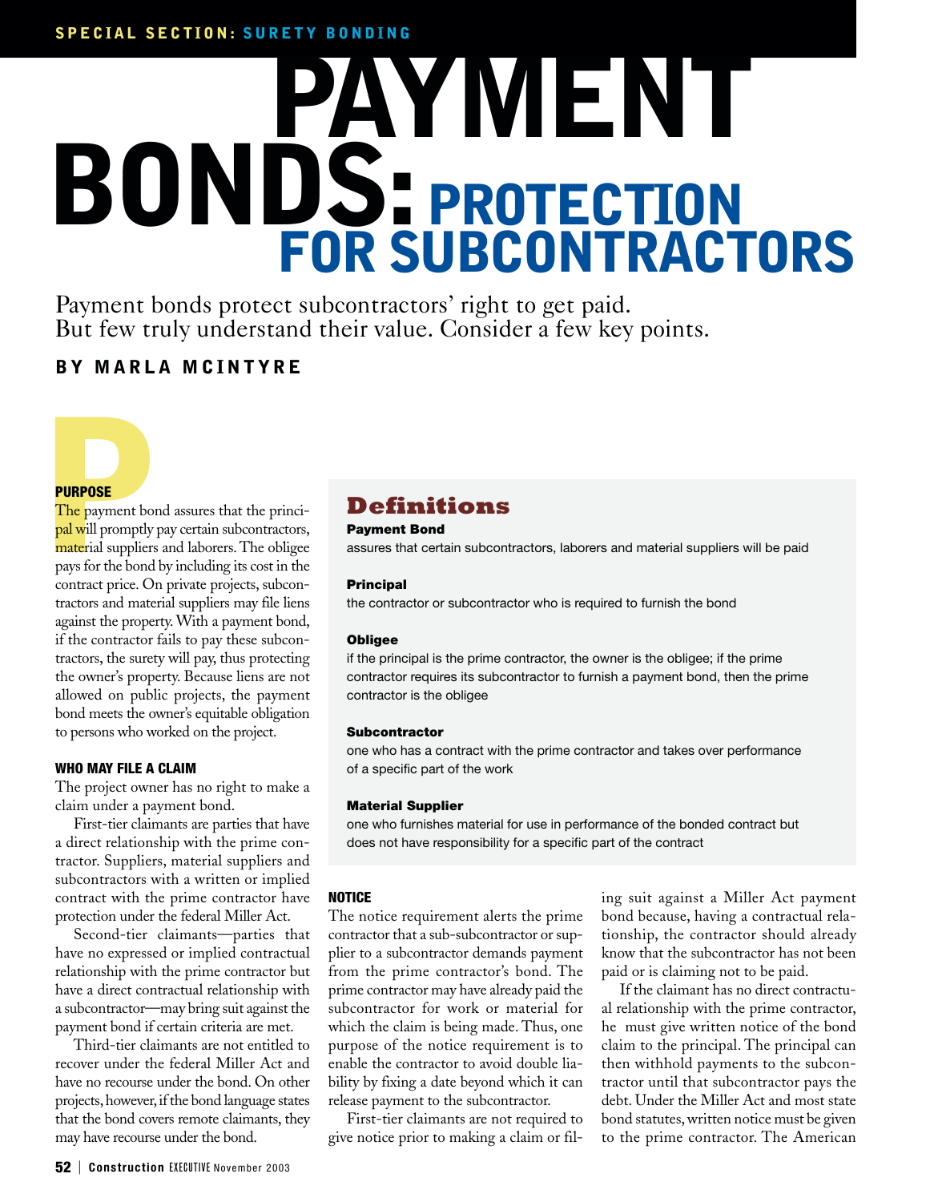SPECIAL SECTION: SURETY BONDING

# PAYMENT BONDS: PROTECTION FOR SUBCONTRACTORS

Payment bonds protect subcontractors' right to get paid. But few truly understand their value. Consider a few key points.

**BY MARLA MCINTYRE**

## PURPOSE

The payment bond assures that the principal will promptly pay certain subcontractors, material suppliers and laborers. The obligee pays for the bond by including its cost in the contract price. On private projects, subcontractors and material suppliers may file liens against the property. With a payment bond, if the contractor fails to pay these subcontractors, the surety will pay, thus protecting the owner's property. Because liens are not allowed on public projects, the payment bond meets the owner's equitable obligation to persons who worked on the project.

## WHO MAY FILE A CLAIM

The project owner has no right to make a claim under a payment bond.

First-tier claimants are parties that have a direct relationship with the prime contractor. Suppliers, material suppliers and subcontractors with a written or implied contract with the prime contractor have protection under the federal Miller Act.

Second-tier claimants—parties that have no expressed or implied contractual relationship with the prime contractor but have a direct contractual relationship with a subcontractor—may bring suit against the payment bond if certain criteria are met.

Third-tier claimants are not entitled to recover under the federal Miller Act and have no recourse under the bond. On other projects, however, if the bond language states that the bond covers remote claimants, they may have recourse under the bond.

> ### Definitions
>
> **Payment Bond**
> assures that certain subcontractors, laborers and material suppliers will be paid
>
> **Principal**
> the contractor or subcontractor who is required to furnish the bond
>
> **Obligee**
> if the principal is the prime contractor, the owner is the obligee; if the prime contractor requires its subcontractor to furnish a payment bond, then the prime contractor is the obligee
>
> **Subcontractor**
> one who has a contract with the prime contractor and takes over performance of a specific part of the work
>
> **Material Supplier**
> one who furnishes material for use in performance of the bonded contract but does not have responsibility for a specific part of the contract

## NOTICE

The notice requirement alerts the prime contractor that a sub-subcontractor or supplier to a subcontractor demands payment from the prime contractor's bond. The prime contractor may have already paid the subcontractor for work or material for which the claim is being made. Thus, one purpose of the notice requirement is to enable the contractor to avoid double liability by fixing a date beyond which it can release payment to the subcontractor.

First-tier claimants are not required to give notice prior to making a claim or filing suit against a Miller Act payment bond because, having a contractual relationship, the contractor should already know that the subcontractor has not been paid or is claiming not to be paid.

If the claimant has no direct contractual relationship with the prime contractor, he must give written notice of the bond claim to the principal. The principal can then withhold payments to the subcontractor until that subcontractor pays the debt. Under the Miller Act and most state bond statutes, written notice must be given to the prime contractor. The American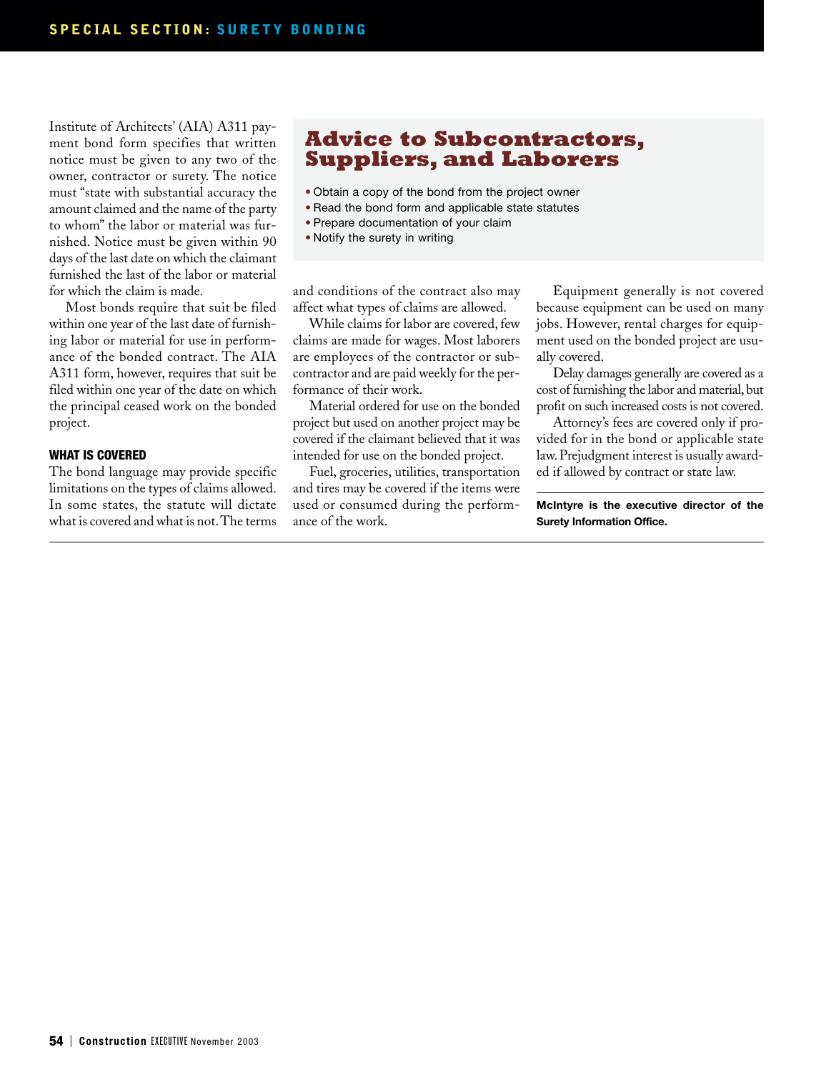Institute of Architects' (AIA) A311 payment bond form specifies that written notice must be given to any two of the owner, contractor or surety. The notice must "state with substantial accuracy the amount claimed and the name of the party to whom" the labor or material was furnished. Notice must be given within 90 days of the last date on which the claimant furnished the last of the labor or material for which the claim is made.

Most bonds require that suit be filed within one year of the last date of furnishing labor or material for use in performance of the bonded contract. The AIA A311 form, however, requires that suit be filed within one year of the date on which the principal ceased work on the bonded project.

## Advice to Subcontractors, Suppliers, and Laborers

- Obtain a copy of the bond from the project owner
- Read the bond form and applicable state statutes
- Prepare documentation of your claim
- Notify the surety in writing

### WHAT IS COVERED

The bond language may provide specific limitations on the types of claims allowed. In some states, the statute will dictate what is covered and what is not. The terms and conditions of the contract also may affect what types of claims are allowed.

While claims for labor are covered, few claims are made for wages. Most laborers are employees of the contractor or subcontractor and are paid weekly for the performance of their work.

Material ordered for use on the bonded project but used on another project may be covered if the claimant believed that it was intended for use on the bonded project.

Fuel, groceries, utilities, transportation and tires may be covered if the items were used or consumed during the performance of the work.

Equipment generally is not covered because equipment can be used on many jobs. However, rental charges for equipment used on the bonded project are usually covered.

Delay damages generally are covered as a cost of furnishing the labor and material, but profit on such increased costs is not covered.

Attorney's fees are covered only if provided for in the bond or applicable state law. Prejudgment interest is usually awarded if allowed by contract or state law.

**McIntyre is the executive director of the Surety Information Office.**